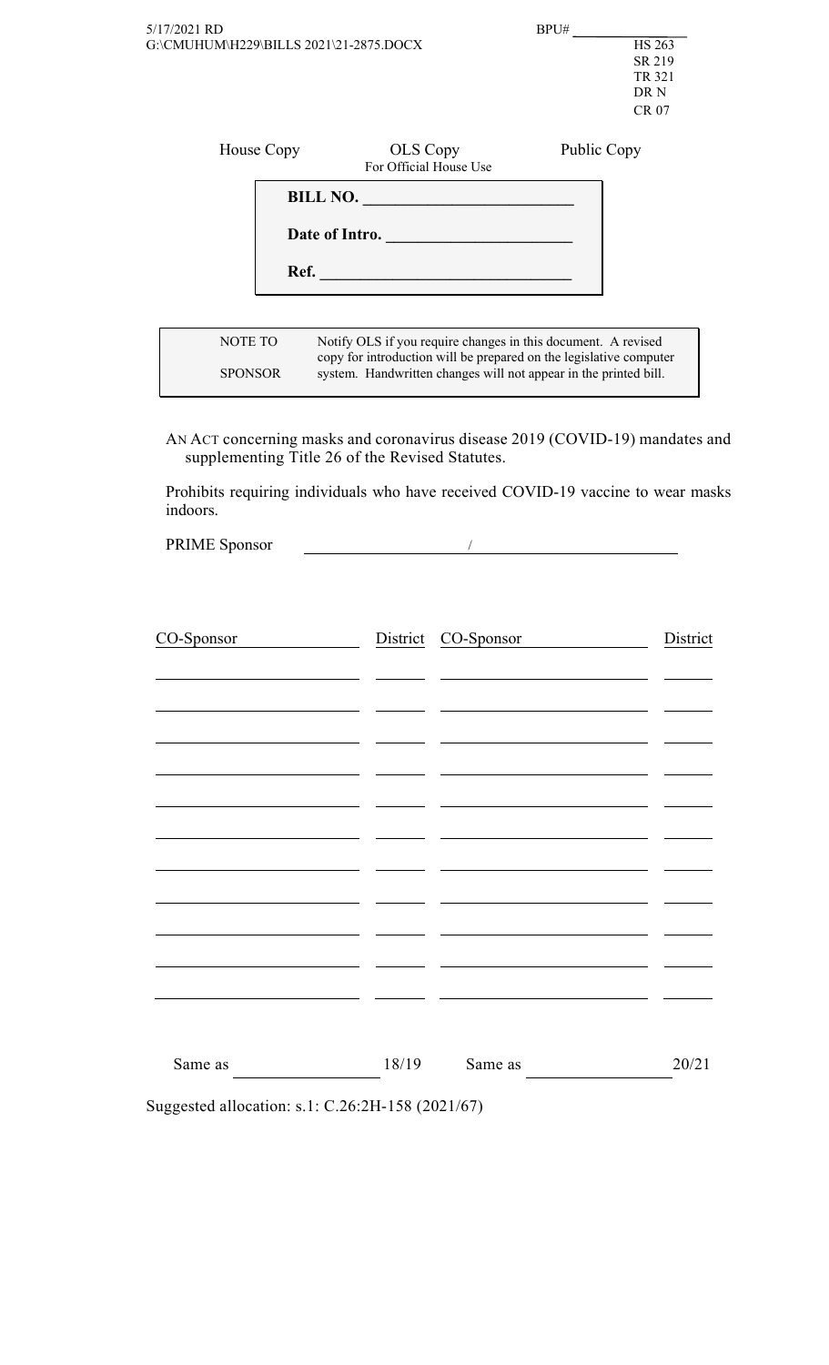5/17/2021 RD
G:\CMUHUM\H229\BILLS 2021\21-2875.DOCX

BPU# ______________

HS 263
SR 219
TR 321
DR N
CR 07

House Copy | OLS Copy For Official House Use | Public Copy

**BILL NO.** ______________________

**Date of Intro.** ______________________

**Ref.** ______________________

| NOTE TO SPONSOR | Notify OLS if you require changes in this document. A revised copy for introduction will be prepared on the legislative computer system. Handwritten changes will not appear in the printed bill. |
| --- | --- |

AN ACT concerning masks and coronavirus disease 2019 (COVID-19) mandates and supplementing Title 26 of the Revised Statutes.

Prohibits requiring individuals who have received COVID-19 vaccine to wear masks indoors.

PRIME Sponsor ______________ / ______________

| CO-Sponsor | District | CO-Sponsor | District |
| --- | --- | --- | --- |
| | | | |
| | | | |
| | | | |
| | | | |
| | | | |
| | | | |
| | | | |
| | | | |
| | | | |
| | | | |
| | | | |

Same as ______________ 18/19 Same as ______________ 20/21

Suggested allocation: s.1: C.26:2H-158 (2021/67)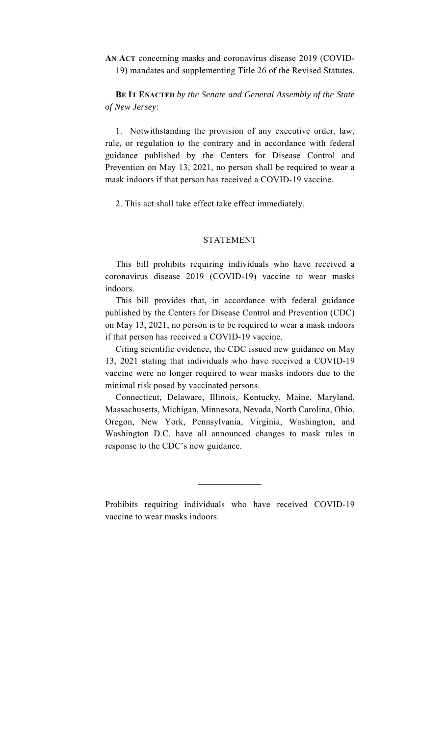**AN ACT** concerning masks and coronavirus disease 2019 (COVID-19) mandates and supplementing Title 26 of the Revised Statutes.

**BE IT ENACTED** *by the Senate and General Assembly of the State of New Jersey:*

1. Notwithstanding the provision of any executive order, law, rule, or regulation to the contrary and in accordance with federal guidance published by the Centers for Disease Control and Prevention on May 13, 2021, no person shall be required to wear a mask indoors if that person has received a COVID-19 vaccine.

2. This act shall take effect take effect immediately.

## STATEMENT

This bill prohibits requiring individuals who have received a coronavirus disease 2019 (COVID-19) vaccine to wear masks indoors.

This bill provides that, in accordance with federal guidance published by the Centers for Disease Control and Prevention (CDC) on May 13, 2021, no person is to be required to wear a mask indoors if that person has received a COVID-19 vaccine.

Citing scientific evidence, the CDC issued new guidance on May 13, 2021 stating that individuals who have received a COVID-19 vaccine were no longer required to wear masks indoors due to the minimal risk posed by vaccinated persons.

Connecticut, Delaware, Illinois, Kentucky, Maine, Maryland, Massachusetts, Michigan, Minnesota, Nevada, North Carolina, Ohio, Oregon, New York, Pennsylvania, Virginia, Washington, and Washington D.C. have all announced changes to mask rules in response to the CDC's new guidance.

---

Prohibits requiring individuals who have received COVID-19 vaccine to wear masks indoors.